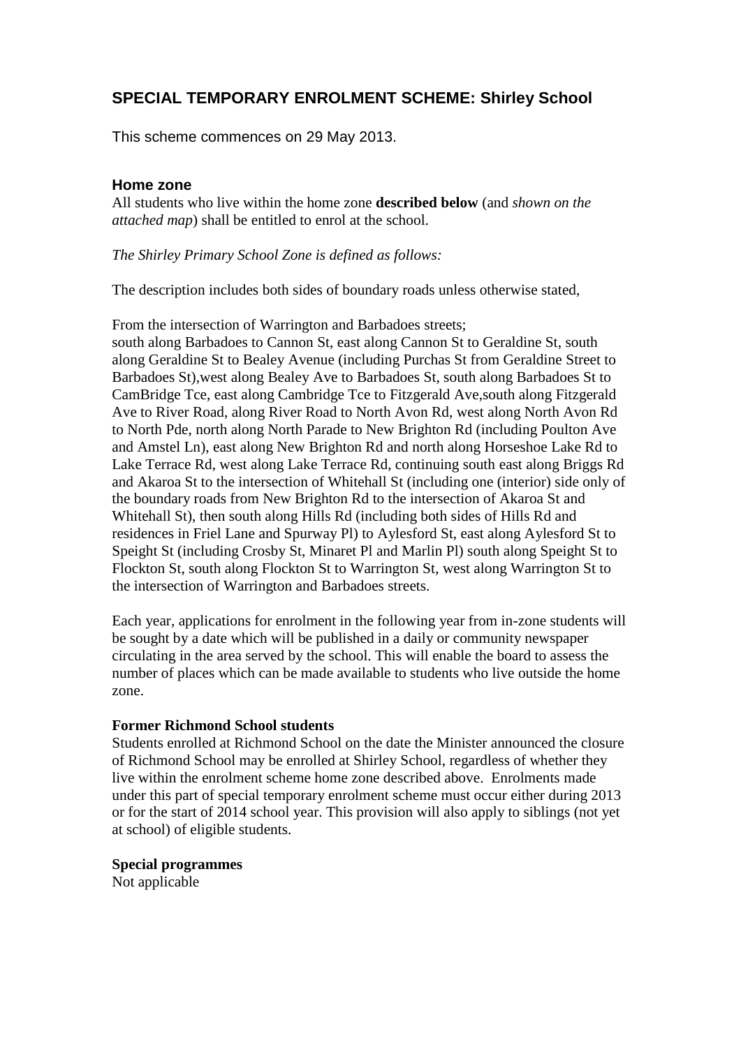## SPECIAL TEMPORARY ENROLMENT SCHEME: Shirley School

This scheme commences on 29 May 2013.

### Home zone

All students who live within the home zone **described below** (and *shown on the attached map*) shall be entitled to enrol at the school.

*The Shirley Primary School Zone is defined as follows:*

The description includes both sides of boundary roads unless otherwise stated,

From the intersection of Warrington and Barbadoes streets;
south along Barbadoes to Cannon St, east along Cannon St to Geraldine St, south along Geraldine St to Bealey Avenue (including Purchas St from Geraldine Street to Barbadoes St),west along Bealey Ave to Barbadoes St, south along Barbadoes St to CamBridge Tce, east along Cambridge Tce to Fitzgerald Ave,south along Fitzgerald Ave to River Road, along River Road to North Avon Rd, west along North Avon Rd to North Pde, north along North Parade to New Brighton Rd (including Poulton Ave and Amstel Ln), east along New Brighton Rd and north along Horseshoe Lake Rd to Lake Terrace Rd, west along Lake Terrace Rd, continuing south east along Briggs Rd and Akaroa St to the intersection of Whitehall St (including one (interior) side only of the boundary roads from New Brighton Rd to the intersection of Akaroa St and Whitehall St), then south along Hills Rd (including both sides of Hills Rd and residences in Friel Lane and Spurway Pl) to Aylesford St, east along Aylesford St to Speight St (including Crosby St, Minaret Pl and Marlin Pl) south along Speight St to Flockton St, south along Flockton St to Warrington St, west along Warrington St to the intersection of Warrington and Barbadoes streets.

Each year, applications for enrolment in the following year from in-zone students will be sought by a date which will be published in a daily or community newspaper circulating in the area served by the school. This will enable the board to assess the number of places which can be made available to students who live outside the home zone.

**Former Richmond School students**

Students enrolled at Richmond School on the date the Minister announced the closure of Richmond School may be enrolled at Shirley School, regardless of whether they live within the enrolment scheme home zone described above. Enrolments made under this part of special temporary enrolment scheme must occur either during 2013 or for the start of 2014 school year. This provision will also apply to siblings (not yet at school) of eligible students.

**Special programmes**

Not applicable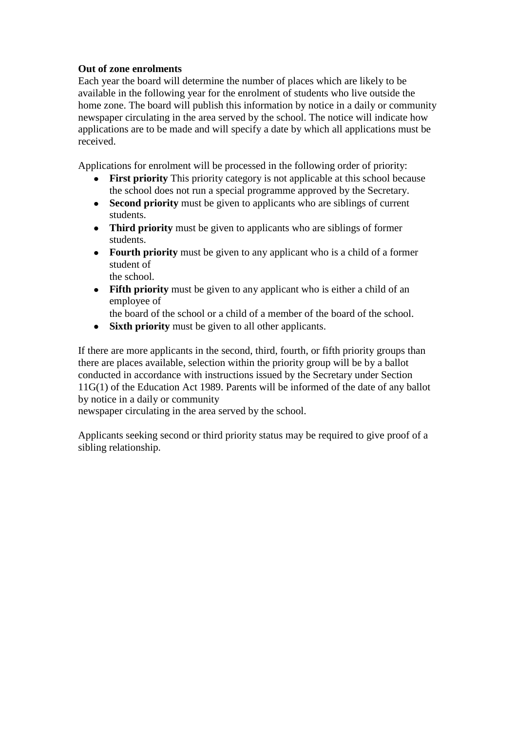**Out of zone enrolments**

Each year the board will determine the number of places which are likely to be available in the following year for the enrolment of students who live outside the home zone. The board will publish this information by notice in a daily or community newspaper circulating in the area served by the school. The notice will indicate how applications are to be made and will specify a date by which all applications must be received.

Applications for enrolment will be processed in the following order of priority:

- **First priority** This priority category is not applicable at this school because the school does not run a special programme approved by the Secretary.
- **Second priority** must be given to applicants who are siblings of current students.
- **Third priority** must be given to applicants who are siblings of former students.
- **Fourth priority** must be given to any applicant who is a child of a former student of the school.
- **Fifth priority** must be given to any applicant who is either a child of an employee of the board of the school or a child of a member of the board of the school.
- **Sixth priority** must be given to all other applicants.

If there are more applicants in the second, third, fourth, or fifth priority groups than there are places available, selection within the priority group will be by a ballot conducted in accordance with instructions issued by the Secretary under Section 11G(1) of the Education Act 1989. Parents will be informed of the date of any ballot by notice in a daily or community newspaper circulating in the area served by the school.

Applicants seeking second or third priority status may be required to give proof of a sibling relationship.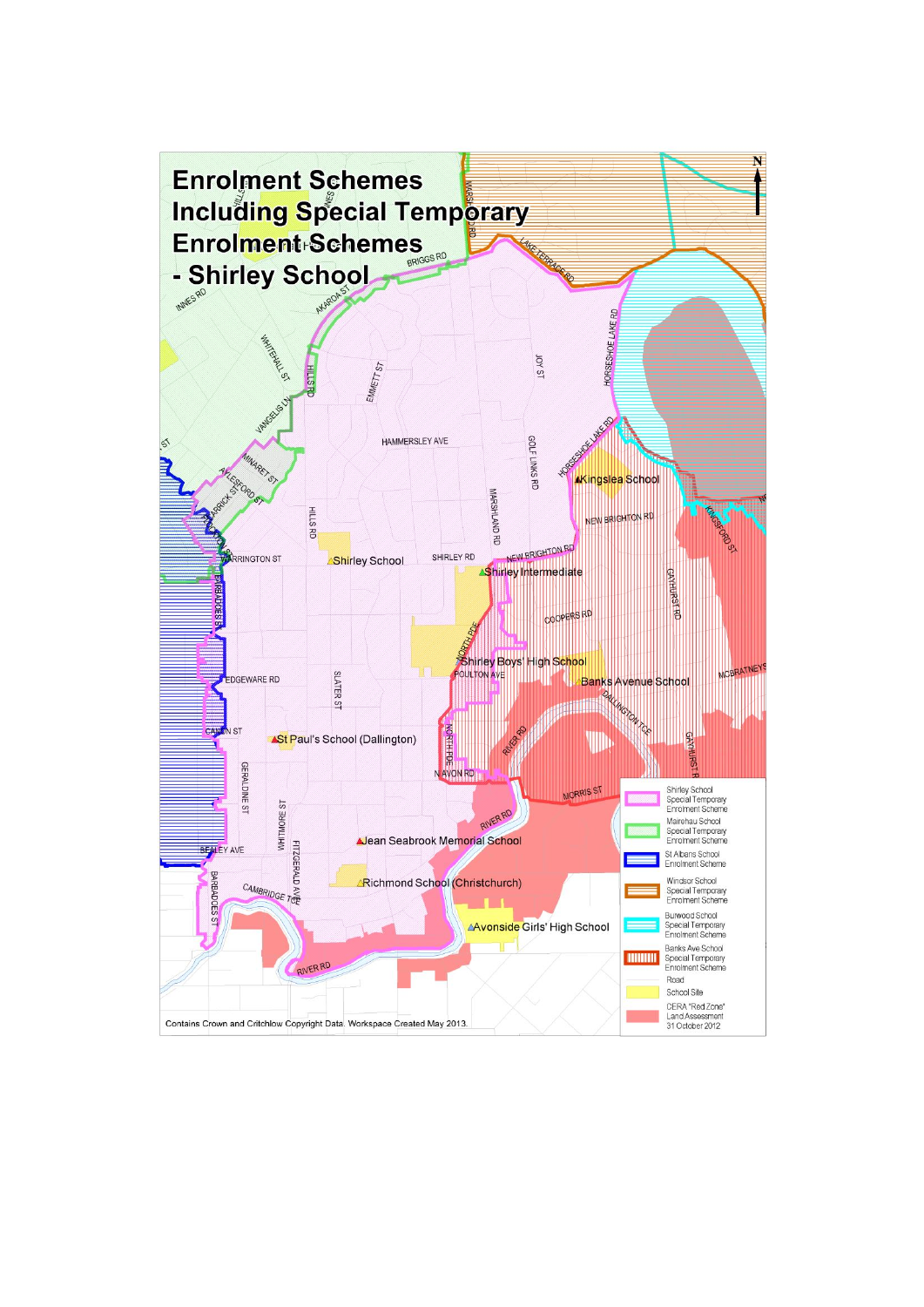# Enrolment Schemes Including Special Temporary Enrolment Schemes - Shirley School

N

INNES RD
WHITEHALL ST
VANGELIS LN
MINARET ST
AYLESFORD ST
BRIGGS RD
AKAROA ST
HILLS RD
EMMETT ST
HAMMERSLEY AVE
JOY ST
GOLF LINKS RD
HORSESHOE LAKE RD
LAKE TERRACE RD
Kingslea School
NEW BRIGHTON RD
KINGSFORD ST
MARSHLAND RD
SHIRLEY RD
Shirley School
Shirley Intermediate
ARRINGTON ST
BARBADOES ST
COOPERS RD
GAYHURST RD
NORTH PDE
Shirley Boys' High School
POULTON AVE
Banks Avenue School
MCBRATNEYS
EDGEWARE RD
SLATER ST
DALLINGTON TCE
RIVER RD
CANON ST
St Paul's School (Dallington)
NORTH PDE
N AVON RD
MORRIS ST
GERALDINE ST
WHITMORE ST
FITZGERALD AVE
RIVER RD
Jean Seabrook Memorial School
SEALEY AVE
BARBADOES ST
CAMBRIDGE TCE
Richmond School (Christchurch)
Avonside Girls' High School
RIVER RD

Shirley School Special Temporary Enrolment Scheme
Mairehau School Special Temporary Enrolment Scheme
St Albans School Enrolment Scheme
Windsor School Special Temporary Enrolment Scheme
Burwood School Special Temporary Enrolment Scheme
Banks Ave School Special Temporary Enrolment Scheme
Road
School Site
CERA "Red Zone" Land Assessment 31 October 2012

Contains Crown and Critchlow Copyright Data. Workspace Created May 2013.